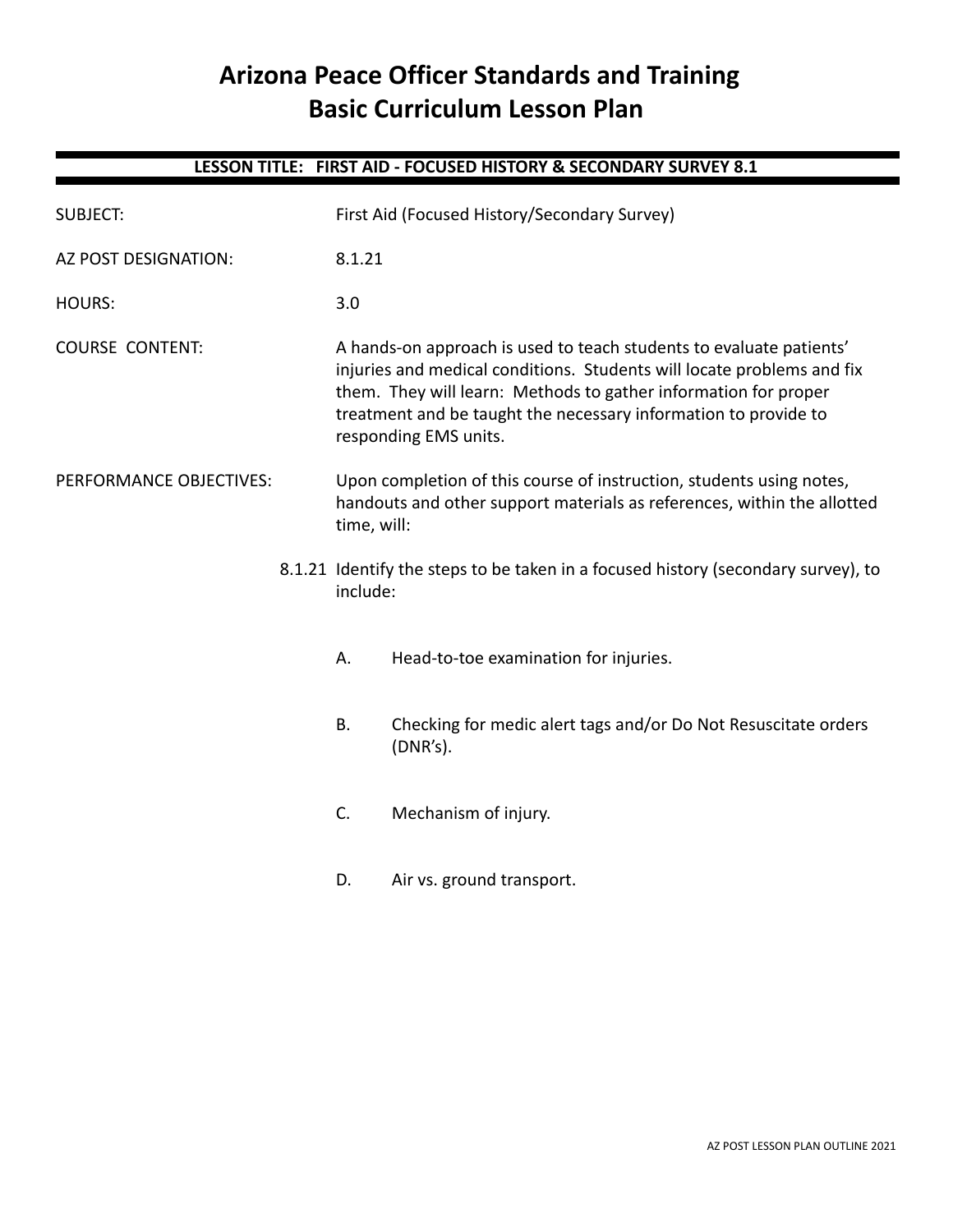# Arizona Peace Officer Standards and Training
# Basic Curriculum Lesson Plan

## LESSON TITLE: FIRST AID - FOCUSED HISTORY & SECONDARY SURVEY 8.1

SUBJECT: First Aid (Focused History/Secondary Survey)

AZ POST DESIGNATION: 8.1.21

HOURS: 3.0

COURSE CONTENT: A hands-on approach is used to teach students to evaluate patients' injuries and medical conditions. Students will locate problems and fix them. They will learn: Methods to gather information for proper treatment and be taught the necessary information to provide to responding EMS units.

PERFORMANCE OBJECTIVES: Upon completion of this course of instruction, students using notes, handouts and other support materials as references, within the allotted time, will:

8.1.21 Identify the steps to be taken in a focused history (secondary survey), to include:

A. Head-to-toe examination for injuries.

B. Checking for medic alert tags and/or Do Not Resuscitate orders (DNR's).

C. Mechanism of injury.

D. Air vs. ground transport.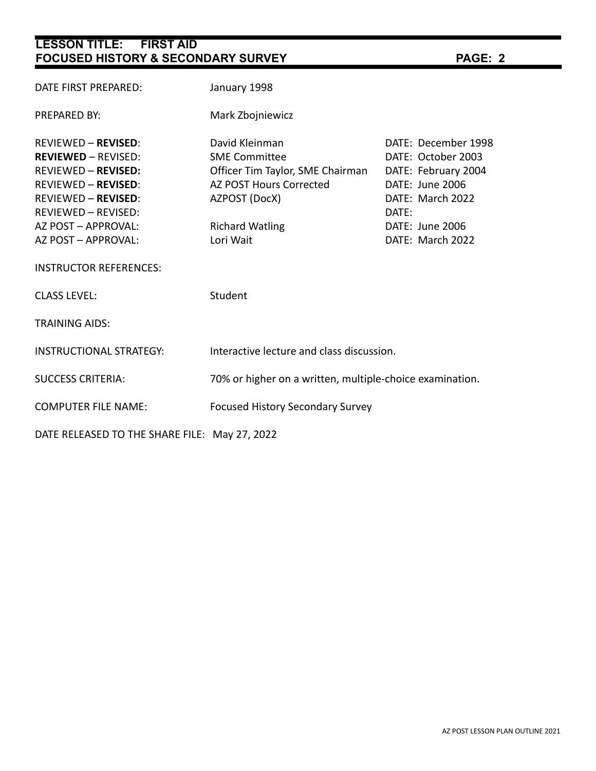DATE FIRST PREPARED: January 1998

PREPARED BY: Mark Zbojniewicz

| | | |
|---|---|---|
| REVIEWED – **REVISED**: | David Kleinman | DATE: December 1998 |
| **REVIEWED** – REVISED: | SME Committee | DATE: October 2003 |
| REVIEWED – **REVISED:** | Officer Tim Taylor, SME Chairman | DATE: February 2004 |
| REVIEWED – **REVISED**: | AZ POST Hours Corrected | DATE: June 2006 |
| REVIEWED – **REVISED**: | AZPOST (DocX) | DATE: March 2022 |
| REVIEWED – REVISED: | | DATE: |
| AZ POST – APPROVAL: | Richard Watling | DATE: June 2006 |
| AZ POST – APPROVAL: | Lori Wait | DATE: March 2022 |

INSTRUCTOR REFERENCES:

CLASS LEVEL: Student

TRAINING AIDS:

INSTRUCTIONAL STRATEGY: Interactive lecture and class discussion.

SUCCESS CRITERIA: 70% or higher on a written, multiple-choice examination.

COMPUTER FILE NAME: Focused History Secondary Survey

DATE RELEASED TO THE SHARE FILE: May 27, 2022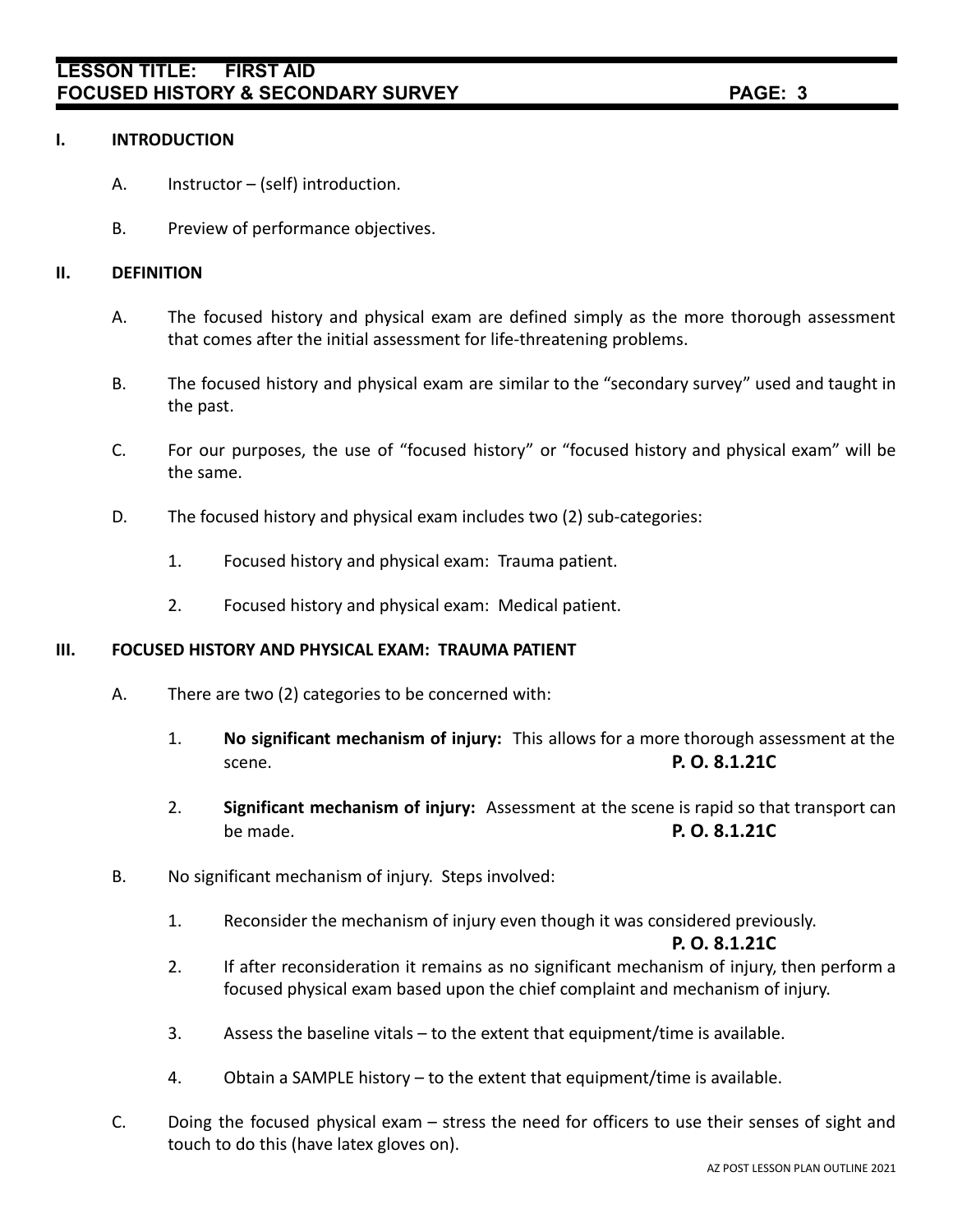## I. INTRODUCTION

A. Instructor – (self) introduction.

B. Preview of performance objectives.

## II. DEFINITION

A. The focused history and physical exam are defined simply as the more thorough assessment that comes after the initial assessment for life-threatening problems.

B. The focused history and physical exam are similar to the "secondary survey" used and taught in the past.

C. For our purposes, the use of "focused history" or "focused history and physical exam" will be the same.

D. The focused history and physical exam includes two (2) sub-categories:

1. Focused history and physical exam: Trauma patient.

2. Focused history and physical exam: Medical patient.

## III. FOCUSED HISTORY AND PHYSICAL EXAM: TRAUMA PATIENT

A. There are two (2) categories to be concerned with:

1. **No significant mechanism of injury:** This allows for a more thorough assessment at the scene. **P. O. 8.1.21C**

2. **Significant mechanism of injury:** Assessment at the scene is rapid so that transport can be made. **P. O. 8.1.21C**

B. No significant mechanism of injury. Steps involved:

1. Reconsider the mechanism of injury even though it was considered previously. **P. O. 8.1.21C**

2. If after reconsideration it remains as no significant mechanism of injury, then perform a focused physical exam based upon the chief complaint and mechanism of injury.

3. Assess the baseline vitals – to the extent that equipment/time is available.

4. Obtain a SAMPLE history – to the extent that equipment/time is available.

C. Doing the focused physical exam – stress the need for officers to use their senses of sight and touch to do this (have latex gloves on).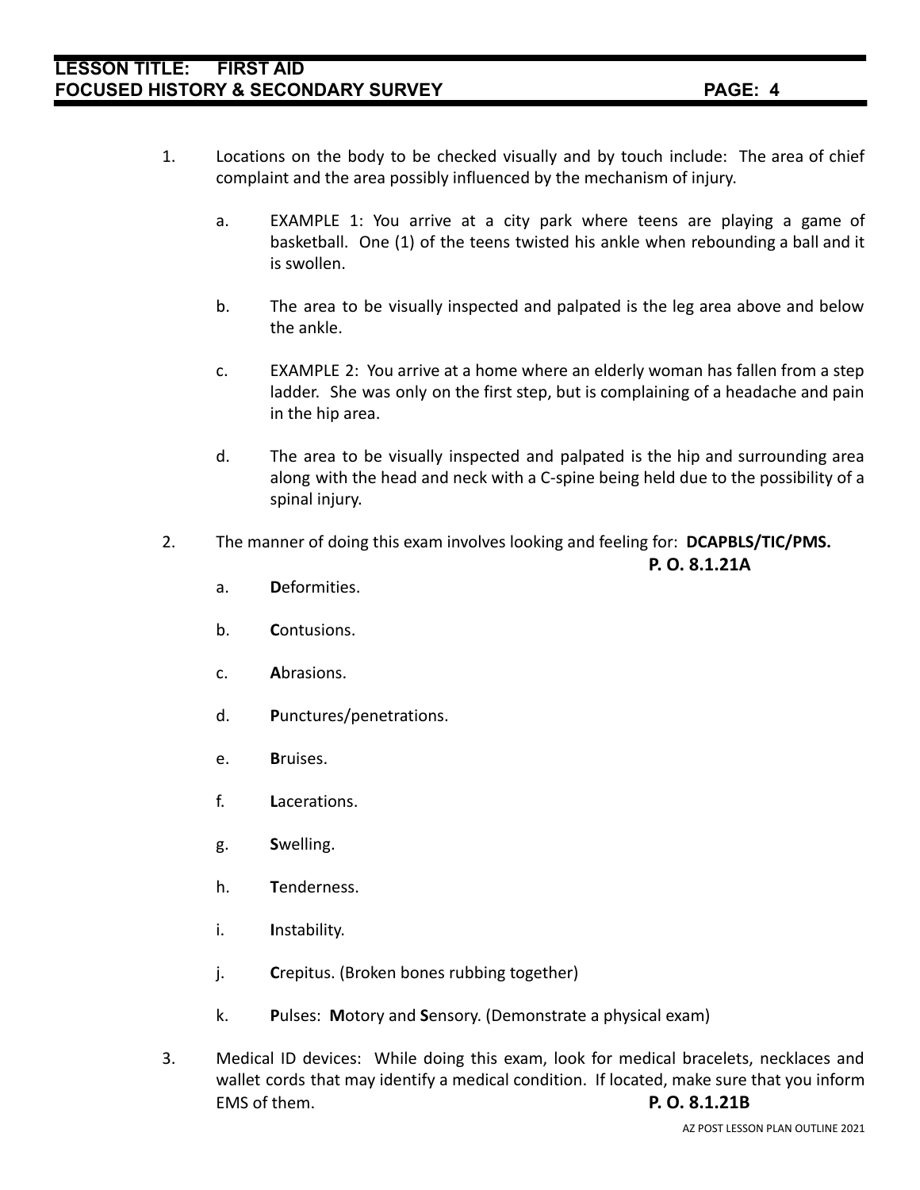1. Locations on the body to be checked visually and by touch include: The area of chief complaint and the area possibly influenced by the mechanism of injury.

   a. EXAMPLE 1: You arrive at a city park where teens are playing a game of basketball. One (1) of the teens twisted his ankle when rebounding a ball and it is swollen.

   b. The area to be visually inspected and palpated is the leg area above and below the ankle.

   c. EXAMPLE 2: You arrive at a home where an elderly woman has fallen from a step ladder. She was only on the first step, but is complaining of a headache and pain in the hip area.

   d. The area to be visually inspected and palpated is the hip and surrounding area along with the head and neck with a C-spine being held due to the possibility of a spinal injury.

2. The manner of doing this exam involves looking and feeling for: **DCAPBLS/TIC/PMS.**

   **P. O. 8.1.21A**

   a. **D**eformities.

   b. **C**ontusions.

   c. **A**brasions.

   d. **P**unctures/penetrations.

   e. **B**ruises.

   f. **L**acerations.

   g. **S**welling.

   h. **T**enderness.

   i. **I**nstability.

   j. **C**repitus. (Broken bones rubbing together)

   k. **P**ulses: **M**otory and **S**ensory. (Demonstrate a physical exam)

3. Medical ID devices: While doing this exam, look for medical bracelets, necklaces and wallet cords that may identify a medical condition. If located, make sure that you inform EMS of them. **P. O. 8.1.21B**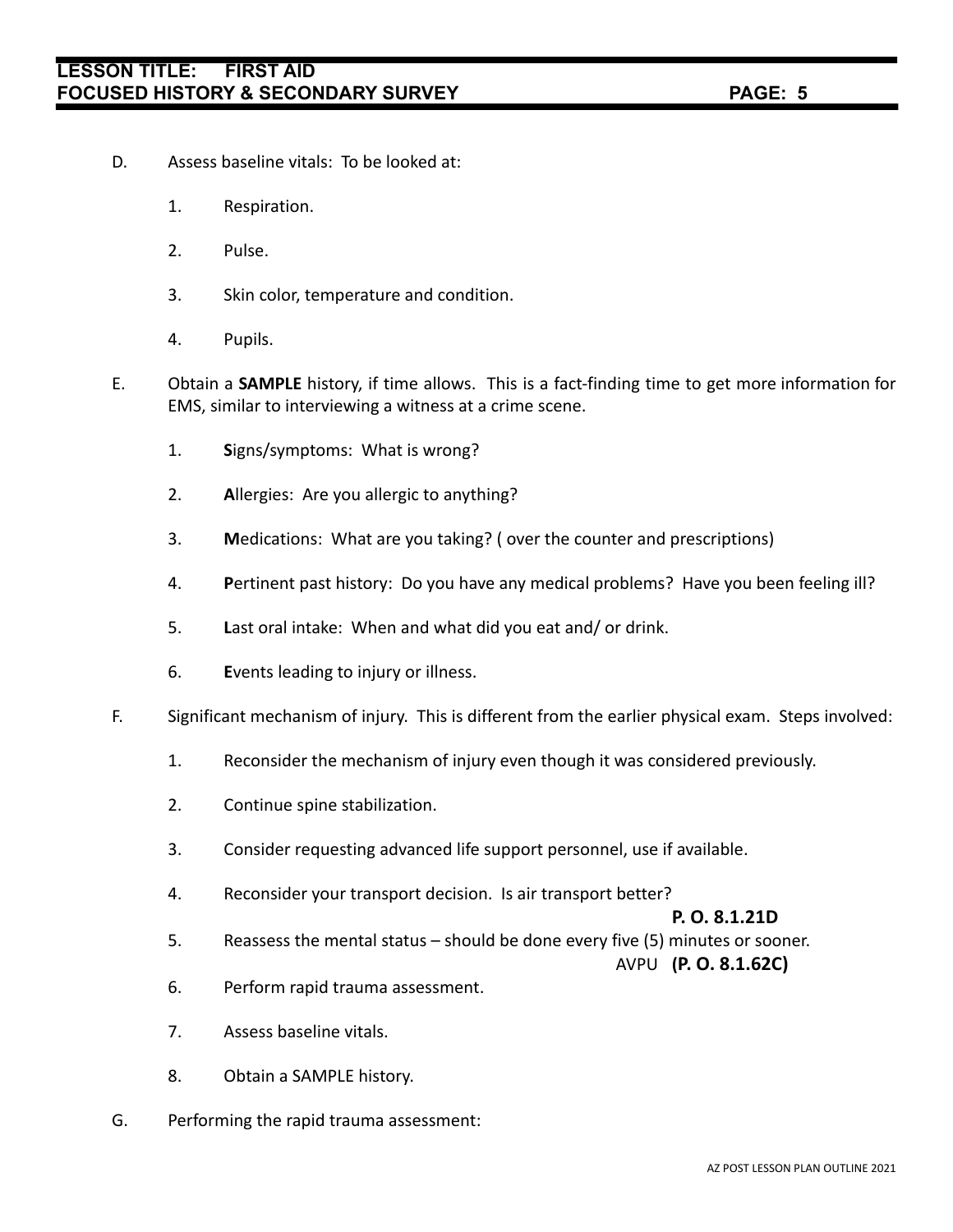D. Assess baseline vitals: To be looked at:

1. Respiration.

2. Pulse.

3. Skin color, temperature and condition.

4. Pupils.

E. Obtain a **SAMPLE** history, if time allows. This is a fact-finding time to get more information for EMS, similar to interviewing a witness at a crime scene.

1. **S**igns/symptoms: What is wrong?

2. **A**llergies: Are you allergic to anything?

3. **M**edications: What are you taking? ( over the counter and prescriptions)

4. **P**ertinent past history: Do you have any medical problems? Have you been feeling ill?

5. **L**ast oral intake: When and what did you eat and/ or drink.

6. **E**vents leading to injury or illness.

F. Significant mechanism of injury. This is different from the earlier physical exam. Steps involved:

1. Reconsider the mechanism of injury even though it was considered previously.

2. Continue spine stabilization.

3. Consider requesting advanced life support personnel, use if available.

4. Reconsider your transport decision. Is air transport better?

   **P. O. 8.1.21D**

5. Reassess the mental status – should be done every five (5) minutes or sooner.

   AVPU **(P. O. 8.1.62C)**

6. Perform rapid trauma assessment.

7. Assess baseline vitals.

8. Obtain a SAMPLE history.

G. Performing the rapid trauma assessment: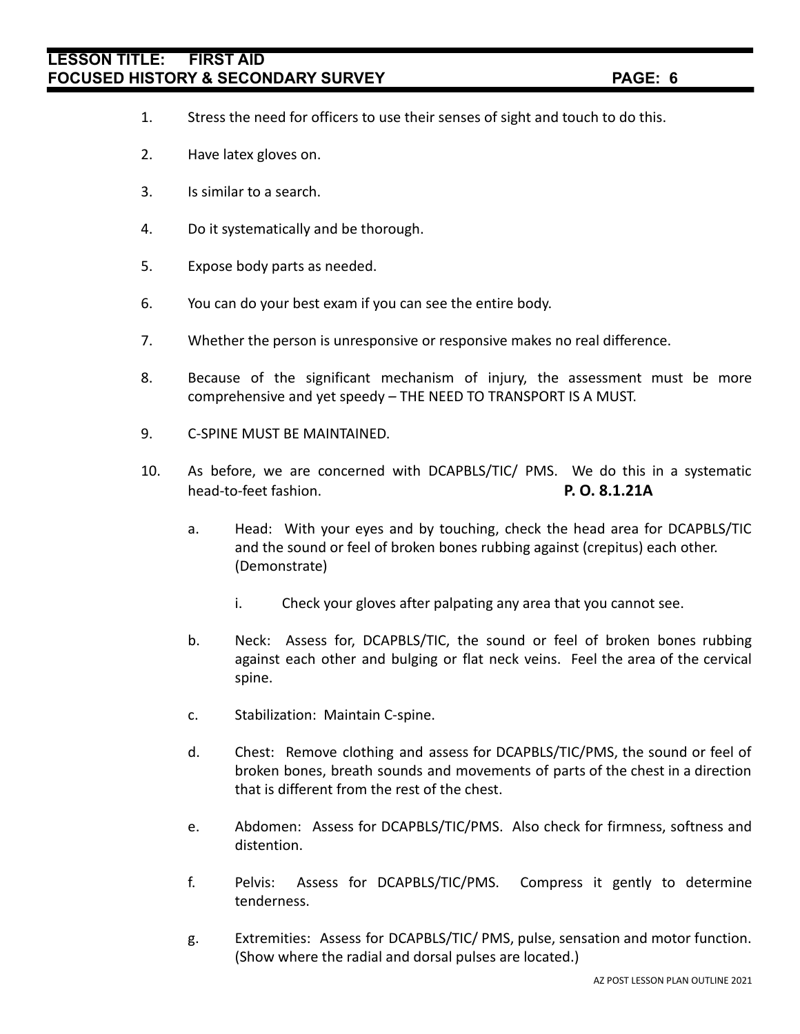1. Stress the need for officers to use their senses of sight and touch to do this.

2. Have latex gloves on.

3. Is similar to a search.

4. Do it systematically and be thorough.

5. Expose body parts as needed.

6. You can do your best exam if you can see the entire body.

7. Whether the person is unresponsive or responsive makes no real difference.

8. Because of the significant mechanism of injury, the assessment must be more comprehensive and yet speedy – THE NEED TO TRANSPORT IS A MUST.

9. C-SPINE MUST BE MAINTAINED.

10. As before, we are concerned with DCAPBLS/TIC/ PMS. We do this in a systematic head-to-feet fashion. **P. O. 8.1.21A**

    a. Head: With your eyes and by touching, check the head area for DCAPBLS/TIC and the sound or feel of broken bones rubbing against (crepitus) each other. (Demonstrate)

        i. Check your gloves after palpating any area that you cannot see.

    b. Neck: Assess for, DCAPBLS/TIC, the sound or feel of broken bones rubbing against each other and bulging or flat neck veins. Feel the area of the cervical spine.

    c. Stabilization: Maintain C-spine.

    d. Chest: Remove clothing and assess for DCAPBLS/TIC/PMS, the sound or feel of broken bones, breath sounds and movements of parts of the chest in a direction that is different from the rest of the chest.

    e. Abdomen: Assess for DCAPBLS/TIC/PMS. Also check for firmness, softness and distention.

    f. Pelvis: Assess for DCAPBLS/TIC/PMS. Compress it gently to determine tenderness.

    g. Extremities: Assess for DCAPBLS/TIC/ PMS, pulse, sensation and motor function. (Show where the radial and dorsal pulses are located.)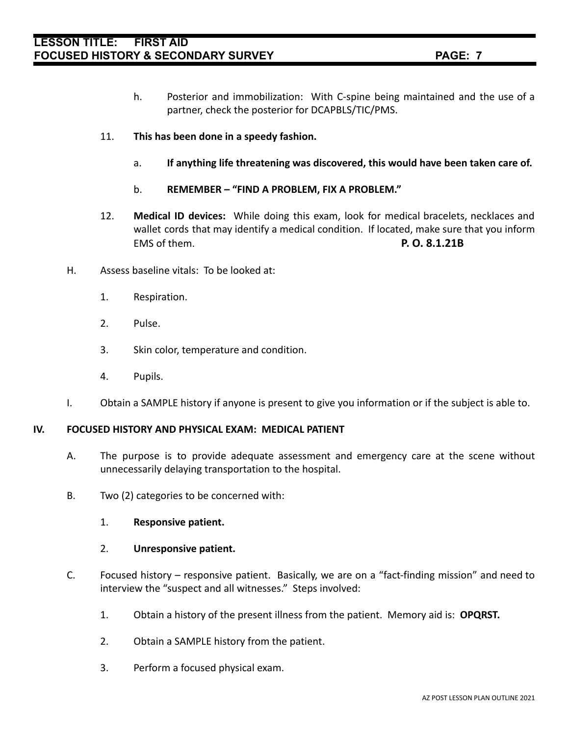h. Posterior and immobilization: With C-spine being maintained and the use of a partner, check the posterior for DCAPBLS/TIC/PMS.

11. **This has been done in a speedy fashion.**

    a. **If anything life threatening was discovered, this would have been taken care of.**

    b. **REMEMBER – "FIND A PROBLEM, FIX A PROBLEM."**

12. **Medical ID devices:** While doing this exam, look for medical bracelets, necklaces and wallet cords that may identify a medical condition. If located, make sure that you inform EMS of them. **P. O. 8.1.21B**

H. Assess baseline vitals: To be looked at:

1. Respiration.

2. Pulse.

3. Skin color, temperature and condition.

4. Pupils.

I. Obtain a SAMPLE history if anyone is present to give you information or if the subject is able to.

## IV. FOCUSED HISTORY AND PHYSICAL EXAM: MEDICAL PATIENT

A. The purpose is to provide adequate assessment and emergency care at the scene without unnecessarily delaying transportation to the hospital.

B. Two (2) categories to be concerned with:

1. **Responsive patient.**

2. **Unresponsive patient.**

C. Focused history – responsive patient. Basically, we are on a "fact-finding mission" and need to interview the "suspect and all witnesses." Steps involved:

1. Obtain a history of the present illness from the patient. Memory aid is: **OPQRST.**

2. Obtain a SAMPLE history from the patient.

3. Perform a focused physical exam.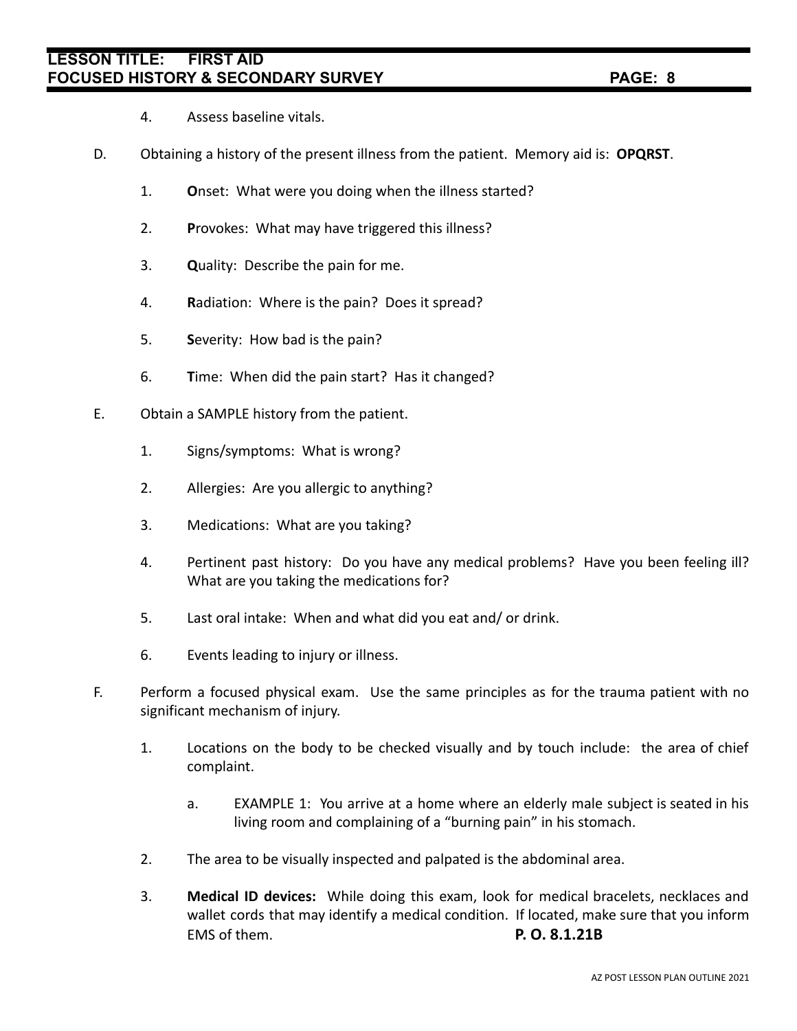4. Assess baseline vitals.

D. Obtaining a history of the present illness from the patient. Memory aid is: **OPQRST**.

   1. **O**nset: What were you doing when the illness started?

   2. **P**rovokes: What may have triggered this illness?

   3. **Q**uality: Describe the pain for me.

   4. **R**adiation: Where is the pain? Does it spread?

   5. **S**everity: How bad is the pain?

   6. **T**ime: When did the pain start? Has it changed?

E. Obtain a SAMPLE history from the patient.

   1. Signs/symptoms: What is wrong?

   2. Allergies: Are you allergic to anything?

   3. Medications: What are you taking?

   4. Pertinent past history: Do you have any medical problems? Have you been feeling ill? What are you taking the medications for?

   5. Last oral intake: When and what did you eat and/ or drink.

   6. Events leading to injury or illness.

F. Perform a focused physical exam. Use the same principles as for the trauma patient with no significant mechanism of injury.

   1. Locations on the body to be checked visually and by touch include: the area of chief complaint.

      a. EXAMPLE 1: You arrive at a home where an elderly male subject is seated in his living room and complaining of a "burning pain" in his stomach.

   2. The area to be visually inspected and palpated is the abdominal area.

   3. **Medical ID devices:** While doing this exam, look for medical bracelets, necklaces and wallet cords that may identify a medical condition. If located, make sure that you inform EMS of them. **P. O. 8.1.21B**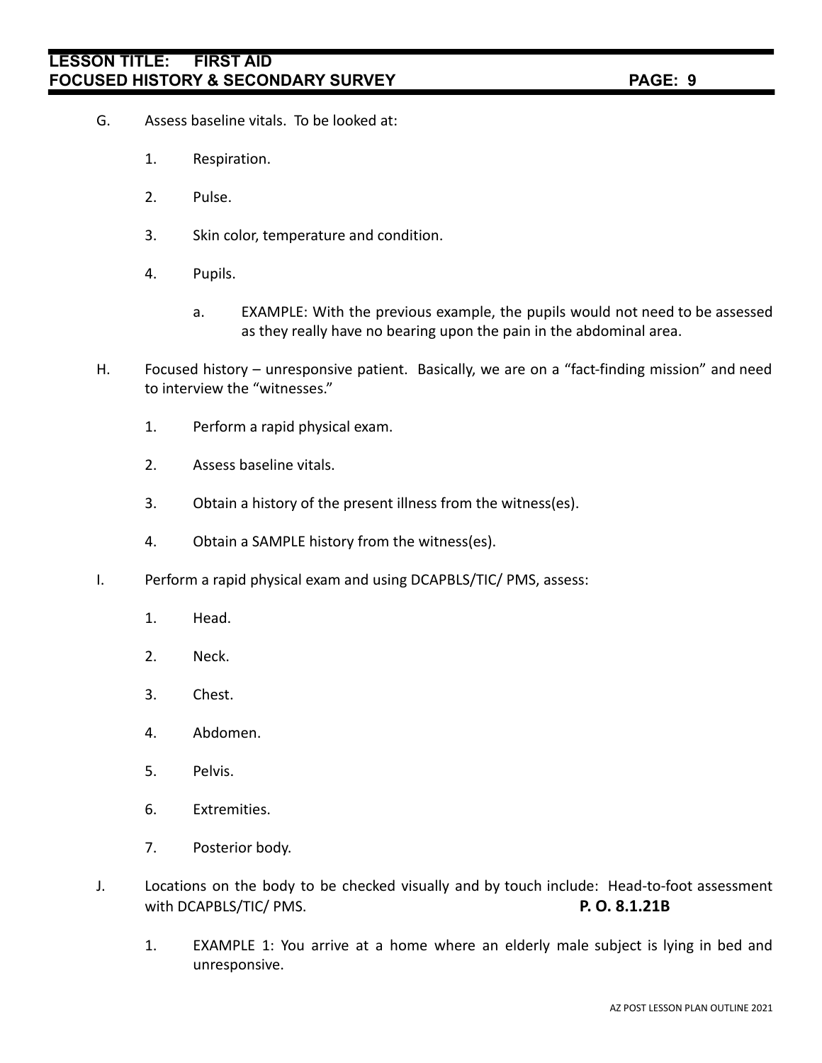G. Assess baseline vitals. To be looked at:

   1. Respiration.

   2. Pulse.

   3. Skin color, temperature and condition.

   4. Pupils.

      a. EXAMPLE: With the previous example, the pupils would not need to be assessed as they really have no bearing upon the pain in the abdominal area.

H. Focused history – unresponsive patient. Basically, we are on a "fact-finding mission" and need to interview the "witnesses."

   1. Perform a rapid physical exam.

   2. Assess baseline vitals.

   3. Obtain a history of the present illness from the witness(es).

   4. Obtain a SAMPLE history from the witness(es).

I. Perform a rapid physical exam and using DCAPBLS/TIC/ PMS, assess:

   1. Head.

   2. Neck.

   3. Chest.

   4. Abdomen.

   5. Pelvis.

   6. Extremities.

   7. Posterior body.

J. Locations on the body to be checked visually and by touch include: Head-to-foot assessment with DCAPBLS/TIC/ PMS. **P. O. 8.1.21B**

   1. EXAMPLE 1: You arrive at a home where an elderly male subject is lying in bed and unresponsive.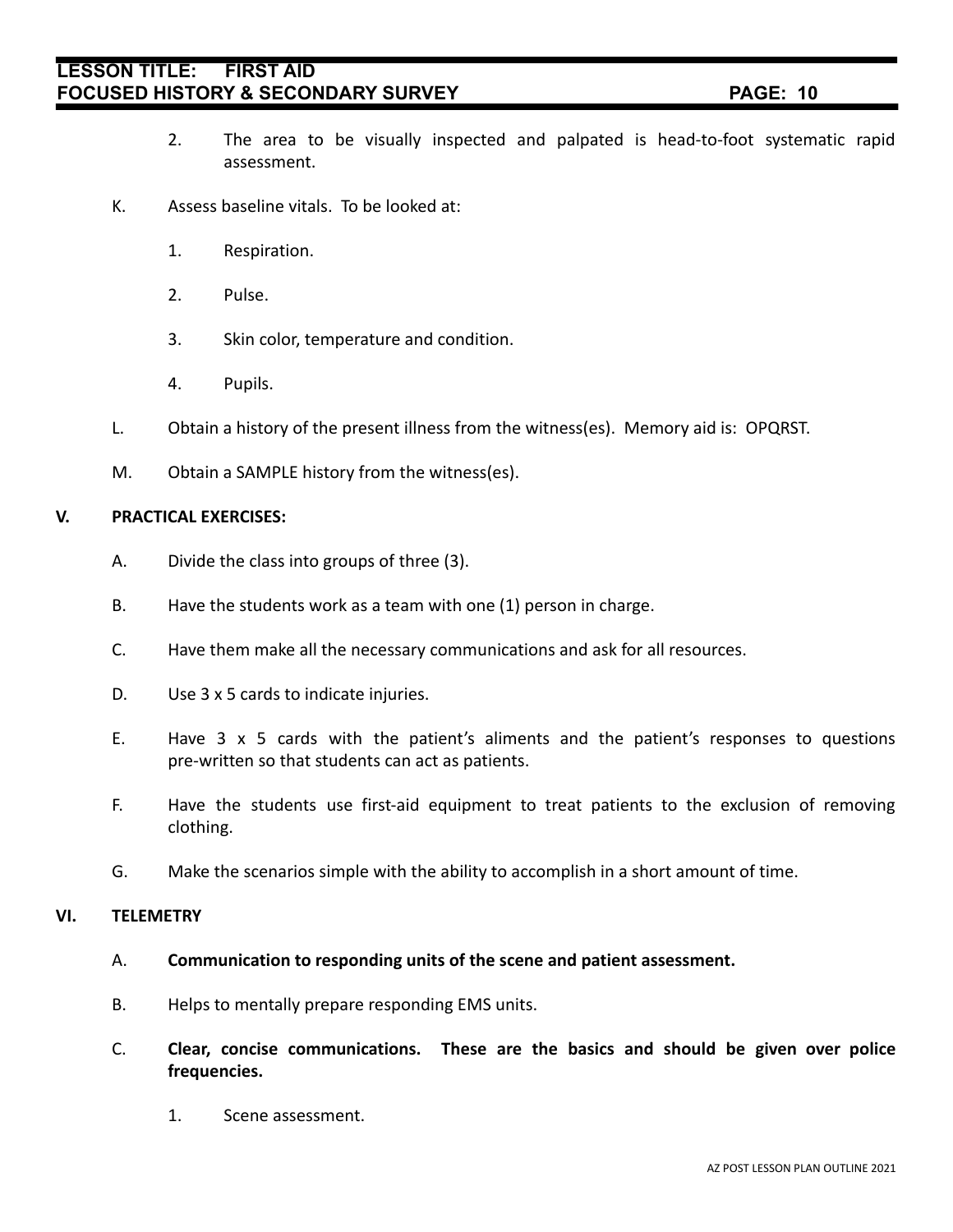2. The area to be visually inspected and palpated is head-to-foot systematic rapid assessment.

K. Assess baseline vitals. To be looked at:

1. Respiration.

2. Pulse.

3. Skin color, temperature and condition.

4. Pupils.

L. Obtain a history of the present illness from the witness(es). Memory aid is: OPQRST.

M. Obtain a SAMPLE history from the witness(es).

## V. PRACTICAL EXERCISES:

A. Divide the class into groups of three (3).

B. Have the students work as a team with one (1) person in charge.

C. Have them make all the necessary communications and ask for all resources.

D. Use 3 x 5 cards to indicate injuries.

E. Have 3 x 5 cards with the patient's aliments and the patient's responses to questions pre-written so that students can act as patients.

F. Have the students use first-aid equipment to treat patients to the exclusion of removing clothing.

G. Make the scenarios simple with the ability to accomplish in a short amount of time.

## VI. TELEMETRY

A. **Communication to responding units of the scene and patient assessment.**

B. Helps to mentally prepare responding EMS units.

C. **Clear, concise communications. These are the basics and should be given over police frequencies.**

1. Scene assessment.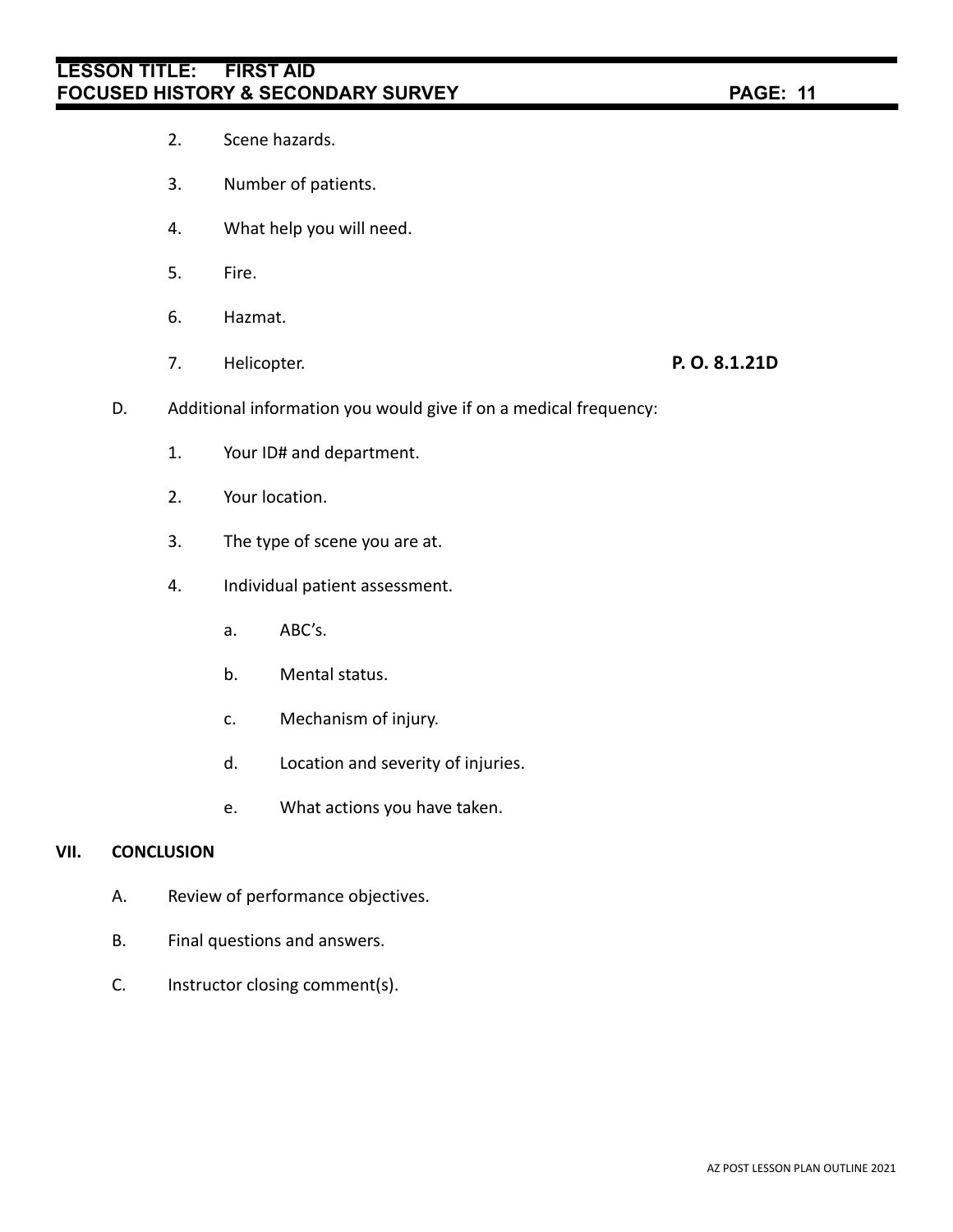2. Scene hazards.

3. Number of patients.

4. What help you will need.

5. Fire.

6. Hazmat.

7. Helicopter. **P. O. 8.1.21D**

D. Additional information you would give if on a medical frequency:

1. Your ID# and department.

2. Your location.

3. The type of scene you are at.

4. Individual patient assessment.

   a. ABC's.

   b. Mental status.

   c. Mechanism of injury.

   d. Location and severity of injuries.

   e. What actions you have taken.

## VII. CONCLUSION

A. Review of performance objectives.

B. Final questions and answers.

C. Instructor closing comment(s).